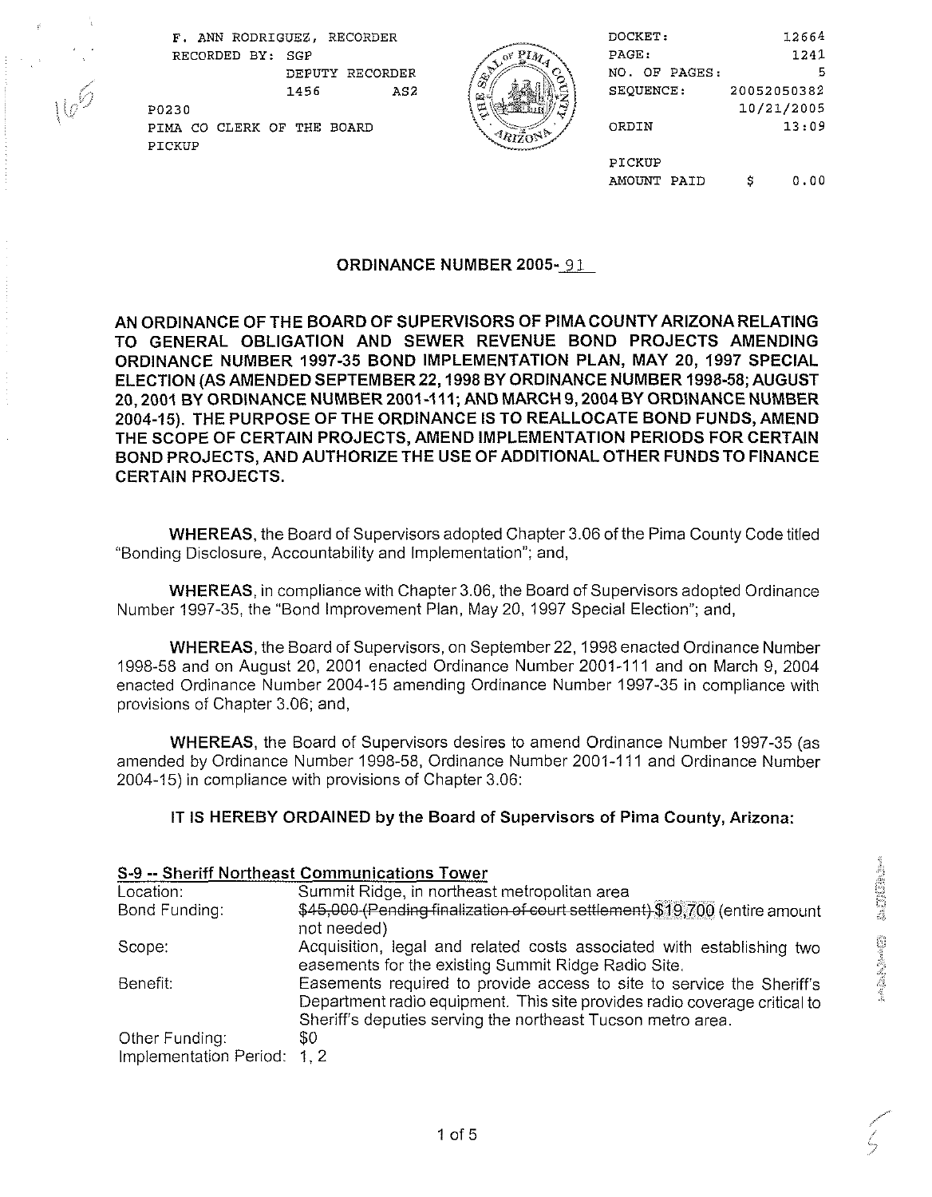F. ANN RODRIGUEZ, RECORDER
RECORDED BY: SGP
DEPUTY RECORDER
1456 AS2
P0230
PIMA CO CLERK OF THE BOARD
PICKUP

DOCKET: 12664
PAGE: 1241
NO. OF PAGES: 5
SEQUENCE: 20052050382
10/21/2005
ORDIN 13:09

PICKUP
AMOUNT PAID $ 0.00

## ORDINANCE NUMBER 2005- 91

**AN ORDINANCE OF THE BOARD OF SUPERVISORS OF PIMA COUNTY ARIZONA RELATING TO GENERAL OBLIGATION AND SEWER REVENUE BOND PROJECTS AMENDING ORDINANCE NUMBER 1997-35 BOND IMPLEMENTATION PLAN, MAY 20, 1997 SPECIAL ELECTION (AS AMENDED SEPTEMBER 22, 1998 BY ORDINANCE NUMBER 1998-58; AUGUST 20, 2001 BY ORDINANCE NUMBER 2001-111; AND MARCH 9, 2004 BY ORDINANCE NUMBER 2004-15). THE PURPOSE OF THE ORDINANCE IS TO REALLOCATE BOND FUNDS, AMEND THE SCOPE OF CERTAIN PROJECTS, AMEND IMPLEMENTATION PERIODS FOR CERTAIN BOND PROJECTS, AND AUTHORIZE THE USE OF ADDITIONAL OTHER FUNDS TO FINANCE CERTAIN PROJECTS.**

**WHEREAS**, the Board of Supervisors adopted Chapter 3.06 of the Pima County Code titled "Bonding Disclosure, Accountability and Implementation"; and,

**WHEREAS**, in compliance with Chapter 3.06, the Board of Supervisors adopted Ordinance Number 1997-35, the "Bond Improvement Plan, May 20, 1997 Special Election"; and,

**WHEREAS**, the Board of Supervisors, on September 22, 1998 enacted Ordinance Number 1998-58 and on August 20, 2001 enacted Ordinance Number 2001-111 and on March 9, 2004 enacted Ordinance Number 2004-15 amending Ordinance Number 1997-35 in compliance with provisions of Chapter 3.06; and,

**WHEREAS**, the Board of Supervisors desires to amend Ordinance Number 1997-35 (as amended by Ordinance Number 1998-58, Ordinance Number 2001-111 and Ordinance Number 2004-15) in compliance with provisions of Chapter 3.06:

**IT IS HEREBY ORDAINED by the Board of Supervisors of Pima County, Arizona:**

**S-9 -- Sheriff Northeast Communications Tower**

| | |
|---|---|
| Location: | Summit Ridge, in northeast metropolitan area |
| Bond Funding: | ~~$45,000 (Pending finalization of court settlement)~~ $19,700 (entire amount not needed) |
| Scope: | Acquisition, legal and related costs associated with establishing two easements for the existing Summit Ridge Radio Site. |
| Benefit: | Easements required to provide access to site to service the Sheriff's Department radio equipment. This site provides radio coverage critical to Sheriff's deputies serving the northeast Tucson metro area. |
| Other Funding: | $0 |
| Implementation Period: | 1, 2 |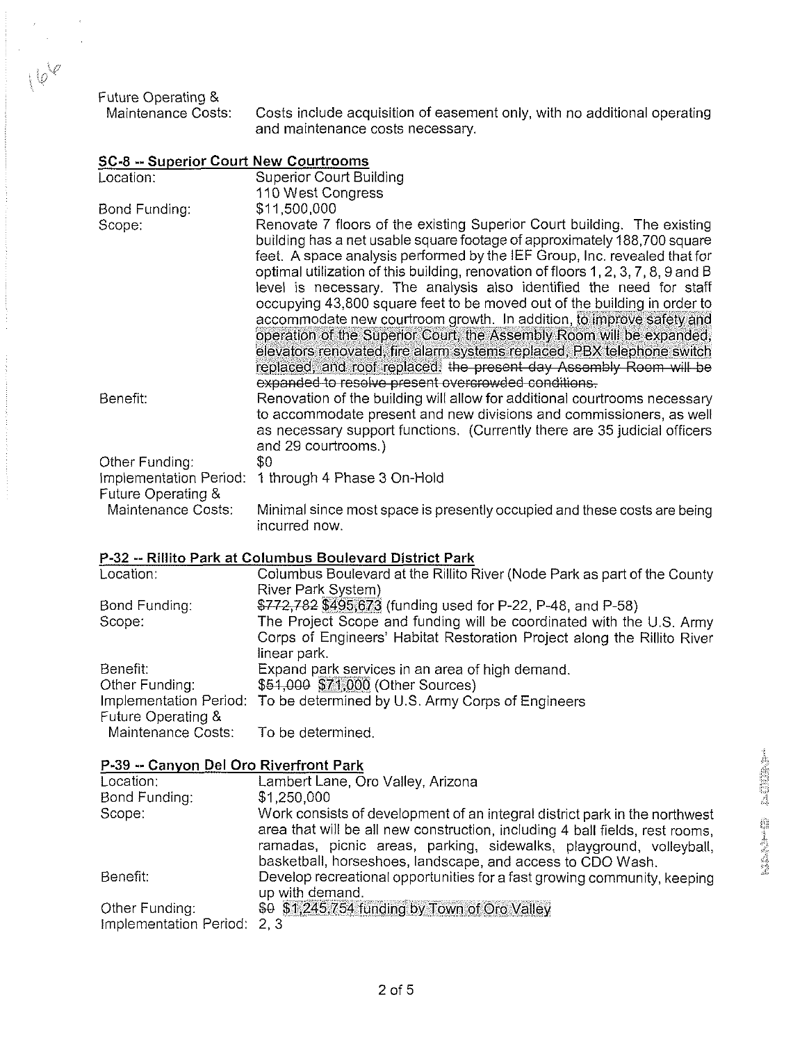Future Operating & Maintenance Costs: Costs include acquisition of easement only, with no additional operating and maintenance costs necessary.

## SC-8 -- Superior Court New Courtrooms

| | |
|---|---|
| Location: | Superior Court Building<br>110 West Congress |
| Bond Funding: | $11,500,000 |
| Scope: | Renovate 7 floors of the existing Superior Court building. The existing building has a net usable square footage of approximately 188,700 square feet. A space analysis performed by the IEF Group, Inc. revealed that for optimal utilization of this building, renovation of floors 1, 2, 3, 7, 8, 9 and B level is necessary. The analysis also identified the need for staff occupying 43,800 square feet to be moved out of the building in order to accommodate new courtroom growth. In addition, to improve safety and operation of the Superior Court, the Assembly Room will be expanded, elevators renovated, fire alarm systems replaced, PBX telephone switch replaced, and roof replaced. ~~the present day Assembly Room will be expanded to resolve present overcrowded conditions.~~ |
| Benefit: | Renovation of the building will allow for additional courtrooms necessary to accommodate present and new divisions and commissioners, as well as necessary support functions. (Currently there are 35 judicial officers and 29 courtrooms.) |
| Other Funding: | $0 |
| Implementation Period: | 1 through 4 Phase 3 On-Hold |
| Future Operating & Maintenance Costs: | Minimal since most space is presently occupied and these costs are being incurred now. |

## P-32 -- Rillito Park at Columbus Boulevard District Park

| | |
|---|---|
| Location: | Columbus Boulevard at the Rillito River (Node Park as part of the County River Park System) |
| Bond Funding: | ~~$772,782~~ $495,673 (funding used for P-22, P-48, and P-58) |
| Scope: | The Project Scope and funding will be coordinated with the U.S. Army Corps of Engineers' Habitat Restoration Project along the Rillito River linear park. |
| Benefit: | Expand park services in an area of high demand. |
| Other Funding: | ~~$51,000~~ $71,000 (Other Sources) |
| Implementation Period: | To be determined by U.S. Army Corps of Engineers |
| Future Operating & Maintenance Costs: | To be determined. |

## P-39 -- Canyon Del Oro Riverfront Park

| | |
|---|---|
| Location: | Lambert Lane, Oro Valley, Arizona |
| Bond Funding: | $1,250,000 |
| Scope: | Work consists of development of an integral district park in the northwest area that will be all new construction, including 4 ball fields, rest rooms, ramadas, picnic areas, parking, sidewalks, playground, volleyball, basketball, horseshoes, landscape, and access to CDO Wash. |
| Benefit: | Develop recreational opportunities for a fast growing community, keeping up with demand. |
| Other Funding: | ~~$0~~ $1,245,754 funding by Town of Oro Valley |
| Implementation Period: | 2, 3 |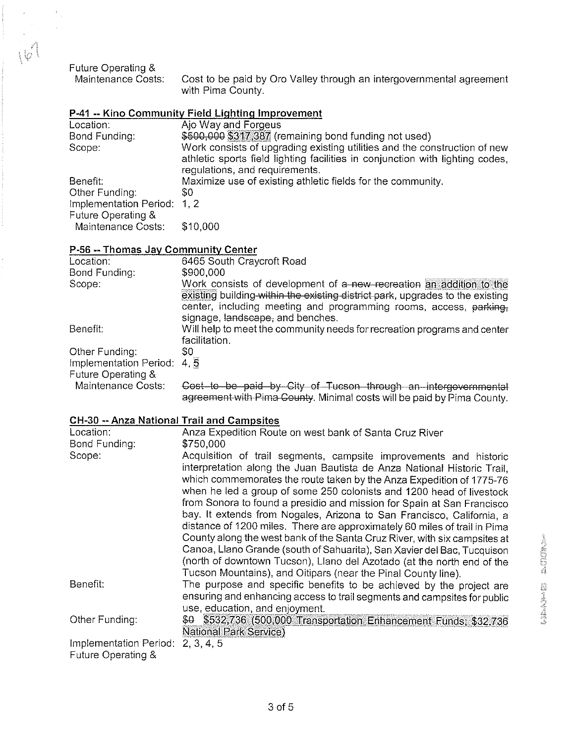Future Operating & Maintenance Costs: Cost to be paid by Oro Valley through an intergovernmental agreement with Pima County.

## P-41 -- Kino Community Field Lighting Improvement

| | |
|---|---|
| Location: | Ajo Way and Forgeus |
| Bond Funding: | ~~$500,000~~ $317,387 (remaining bond funding not used) |
| Scope: | Work consists of upgrading existing utilities and the construction of new athletic sports field lighting facilities in conjunction with lighting codes, regulations, and requirements. |
| Benefit: | Maximize use of existing athletic fields for the community. |
| Other Funding: | $0 |
| Implementation Period: | 1, 2 |
| Future Operating & Maintenance Costs: | $10,000 |

## P-56 -- Thomas Jay Community Center

| | |
|---|---|
| Location: | 6465 South Craycroft Road |
| Bond Funding: | $900,000 |
| Scope: | Work consists of development of ~~a new recreation~~ an addition to the existing building ~~within the existing district park~~, upgrades to the existing center, including meeting and programming rooms, access, ~~parking,~~ signage, ~~landscape,~~ and benches. |
| Benefit: | Will help to meet the community needs for recreation programs and center facilitation. |
| Other Funding: | $0 |
| Implementation Period: | 4, 5 |
| Future Operating & Maintenance Costs: | ~~Cost to be paid by City of Tucson through an intergovernmental agreement with Pima County~~. Minimal costs will be paid by Pima County. |

## CH-30 -- Anza National Trail and Campsites

| | |
|---|---|
| Location: | Anza Expedition Route on west bank of Santa Cruz River |
| Bond Funding: | $750,000 |
| Scope: | Acquisition of trail segments, campsite improvements and historic interpretation along the Juan Bautista de Anza National Historic Trail, which commemorates the route taken by the Anza Expedition of 1775-76 when he led a group of some 250 colonists and 1200 head of livestock from Sonora to found a presidio and mission for Spain at San Francisco bay. It extends from Nogales, Arizona to San Francisco, California, a distance of 1200 miles. There are approximately 60 miles of trail in Pima County along the west bank of the Santa Cruz River, with six campsites at Canoa, Llano Grande (south of Sahuarita), San Xavier del Bac, Tucquison (north of downtown Tucson), Llano del Azotado (at the north end of the Tucson Mountains), and Oitipars (near the Pinal County line). |
| Benefit: | The purpose and specific benefits to be achieved by the project are ensuring and enhancing access to trail segments and campsites for public use, education, and enjoyment. |
| Other Funding: | ~~$0~~ $532,736 (500,000 Transportation Enhancement Funds; $32,736 National Park Service) |
| Implementation Period: | 2, 3, 4, 5 |
| Future Operating & | |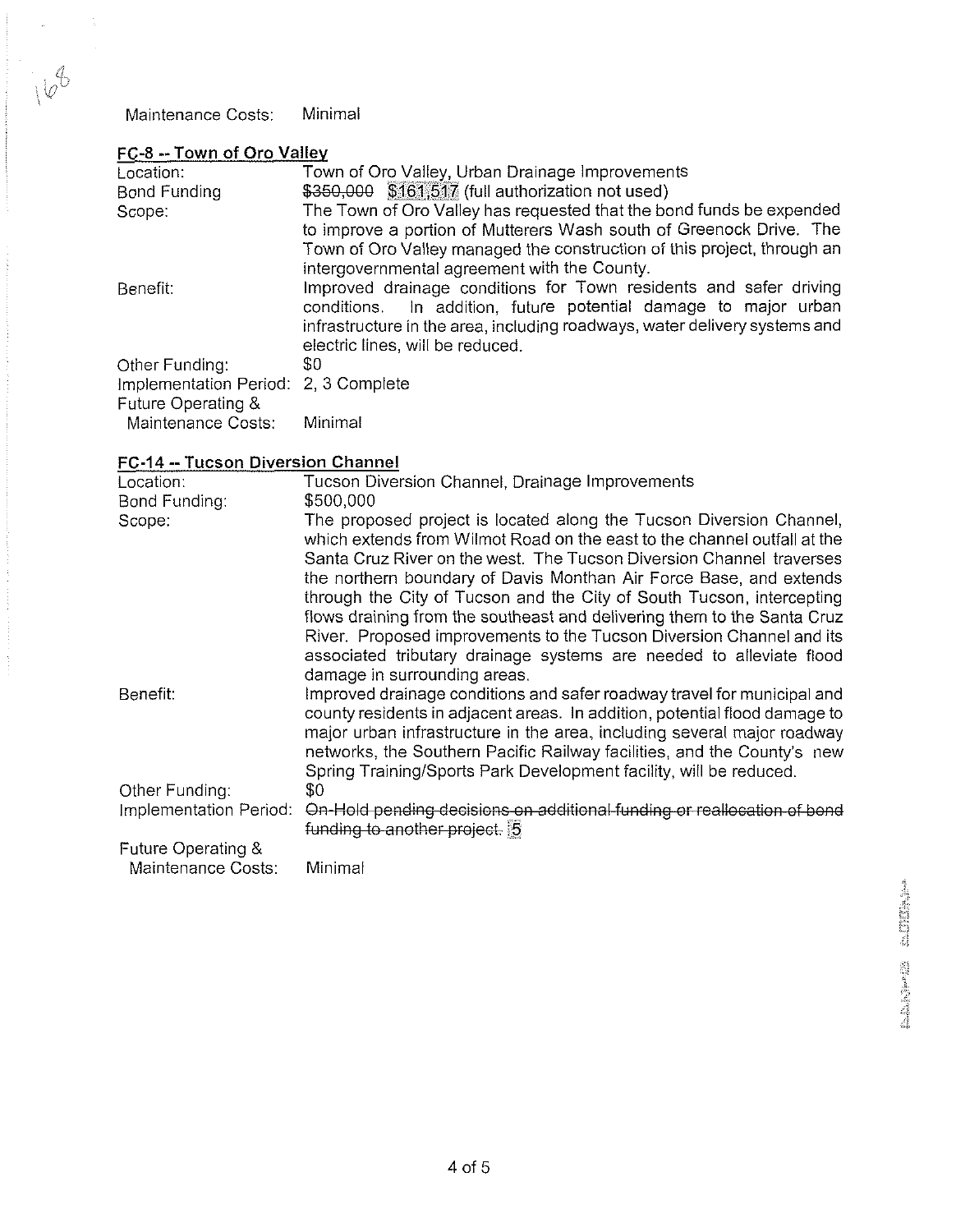Maintenance Costs: Minimal

**FC-8 -- Town of Oro Valley**

| | |
|---|---|
| Location: | Town of Oro Valley, Urban Drainage Improvements |
| Bond Funding | ~~$350,000~~ $161,517 (full authorization not used) |
| Scope: | The Town of Oro Valley has requested that the bond funds be expended to improve a portion of Mutterers Wash south of Greenock Drive. The Town of Oro Valley managed the construction of this project, through an intergovernmental agreement with the County. |
| Benefit: | Improved drainage conditions for Town residents and safer driving conditions. In addition, future potential damage to major urban infrastructure in the area, including roadways, water delivery systems and electric lines, will be reduced. |
| Other Funding: | $0 |
| Implementation Period: | 2, 3 Complete |
| Future Operating & Maintenance Costs: | Minimal |

**FC-14 -- Tucson Diversion Channel**

| | |
|---|---|
| Location: | Tucson Diversion Channel, Drainage Improvements |
| Bond Funding: | $500,000 |
| Scope: | The proposed project is located along the Tucson Diversion Channel, which extends from Wilmot Road on the east to the channel outfall at the Santa Cruz River on the west. The Tucson Diversion Channel traverses the northern boundary of Davis Monthan Air Force Base, and extends through the City of Tucson and the City of South Tucson, intercepting flows draining from the southeast and delivering them to the Santa Cruz River. Proposed improvements to the Tucson Diversion Channel and its associated tributary drainage systems are needed to alleviate flood damage in surrounding areas. |
| Benefit: | Improved drainage conditions and safer roadway travel for municipal and county residents in adjacent areas. In addition, potential flood damage to major urban infrastructure in the area, including several major roadway networks, the Southern Pacific Railway facilities, and the County's new Spring Training/Sports Park Development facility, will be reduced. |
| Other Funding: | $0 |
| Implementation Period: | ~~On-Hold pending decisions on additional funding or reallocation of bond funding to another project.~~ 5 |
| Future Operating & Maintenance Costs: | Minimal |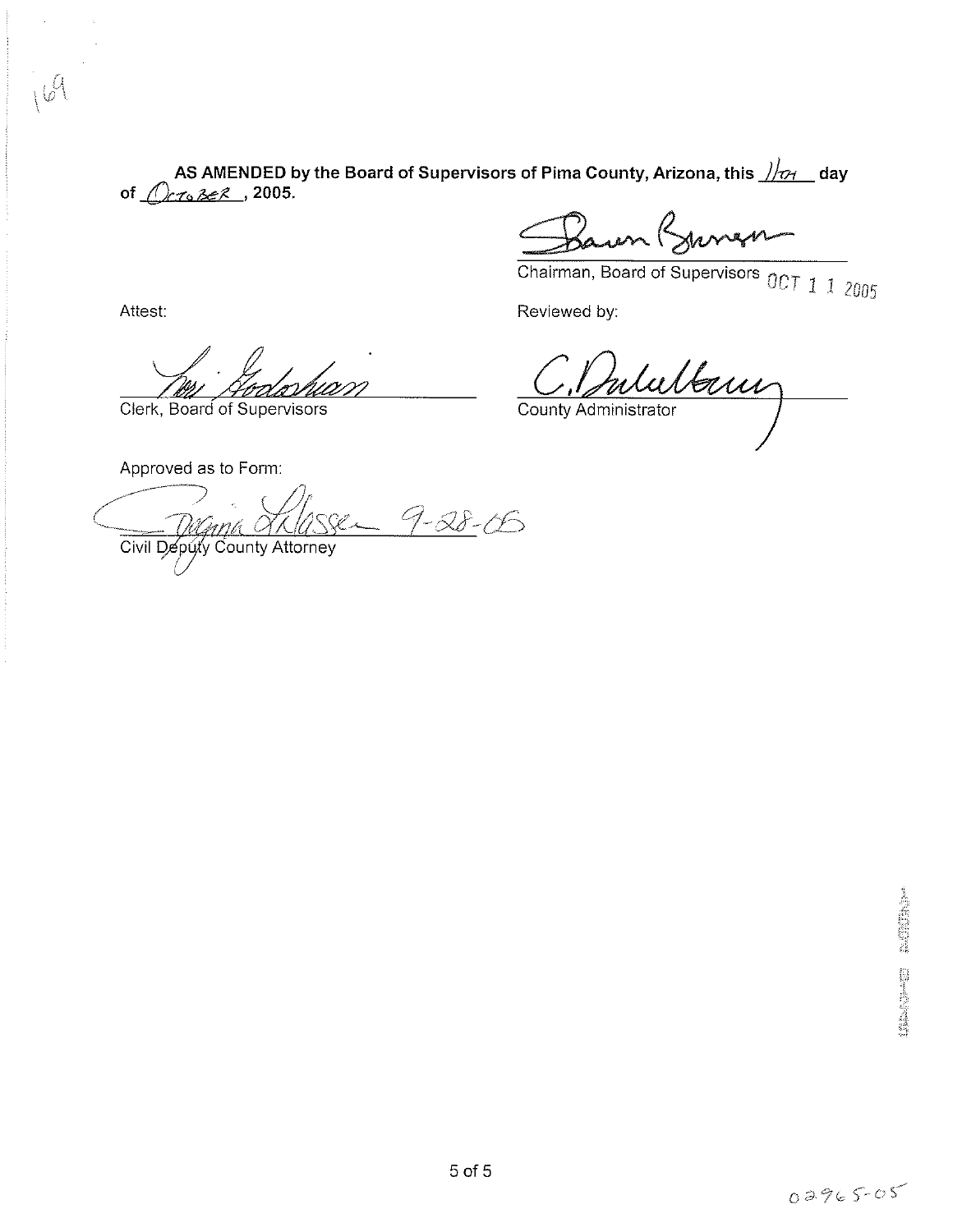AS AMENDED by the Board of Supervisors of Pima County, Arizona, this 11th day of October, 2005.

Chairman, Board of Supervisors OCT 11 2005

Attest:

Clerk, Board of Supervisors

Reviewed by:

County Administrator

Approved as to Form:

9-28-05

Civil Deputy County Attorney

02965-05